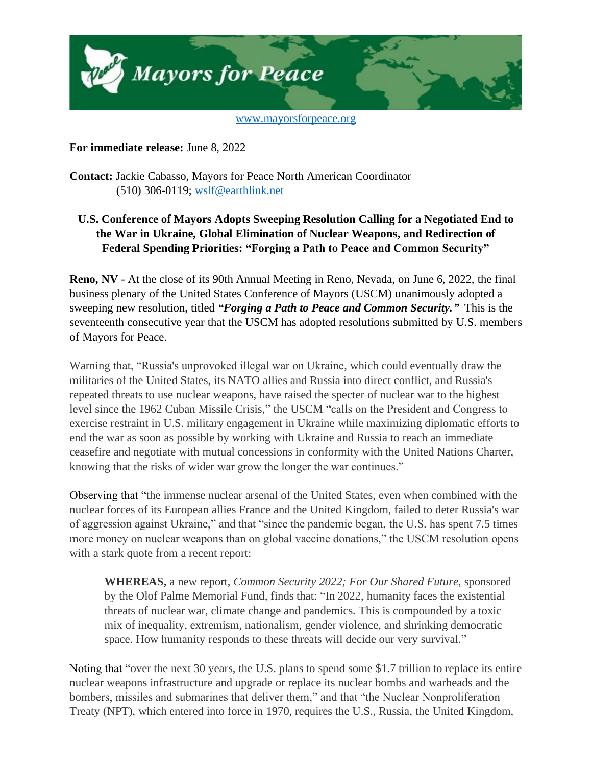# Mayors for Peace

www.mayorsforpeace.org

**For immediate release:** June 8, 2022

**Contact:** Jackie Cabasso, Mayors for Peace North American Coordinator
(510) 306-0119; wslf@earthlink.net

## U.S. Conference of Mayors Adopts Sweeping Resolution Calling for a Negotiated End to the War in Ukraine, Global Elimination of Nuclear Weapons, and Redirection of Federal Spending Priorities: "Forging a Path to Peace and Common Security"

**Reno, NV** - At the close of its 90th Annual Meeting in Reno, Nevada, on June 6, 2022, the final business plenary of the United States Conference of Mayors (USCM) unanimously adopted a sweeping new resolution, titled ***"Forging a Path to Peace and Common Security."*** This is the seventeenth consecutive year that the USCM has adopted resolutions submitted by U.S. members of Mayors for Peace.

Warning that, "Russia's unprovoked illegal war on Ukraine, which could eventually draw the militaries of the United States, its NATO allies and Russia into direct conflict, and Russia's repeated threats to use nuclear weapons, have raised the specter of nuclear war to the highest level since the 1962 Cuban Missile Crisis," the USCM "calls on the President and Congress to exercise restraint in U.S. military engagement in Ukraine while maximizing diplomatic efforts to end the war as soon as possible by working with Ukraine and Russia to reach an immediate ceasefire and negotiate with mutual concessions in conformity with the United Nations Charter, knowing that the risks of wider war grow the longer the war continues."

Observing that "the immense nuclear arsenal of the United States, even when combined with the nuclear forces of its European allies France and the United Kingdom, failed to deter Russia's war of aggression against Ukraine," and that "since the pandemic began, the U.S. has spent 7.5 times more money on nuclear weapons than on global vaccine donations," the USCM resolution opens with a stark quote from a recent report:

> **WHEREAS,** a new report, *Common Security 2022; For Our Shared Future*, sponsored by the Olof Palme Memorial Fund, finds that: "In 2022, humanity faces the existential threats of nuclear war, climate change and pandemics. This is compounded by a toxic mix of inequality, extremism, nationalism, gender violence, and shrinking democratic space. How humanity responds to these threats will decide our very survival."

Noting that "over the next 30 years, the U.S. plans to spend some $1.7 trillion to replace its entire nuclear weapons infrastructure and upgrade or replace its nuclear bombs and warheads and the bombers, missiles and submarines that deliver them," and that "the Nuclear Nonproliferation Treaty (NPT), which entered into force in 1970, requires the U.S., Russia, the United Kingdom,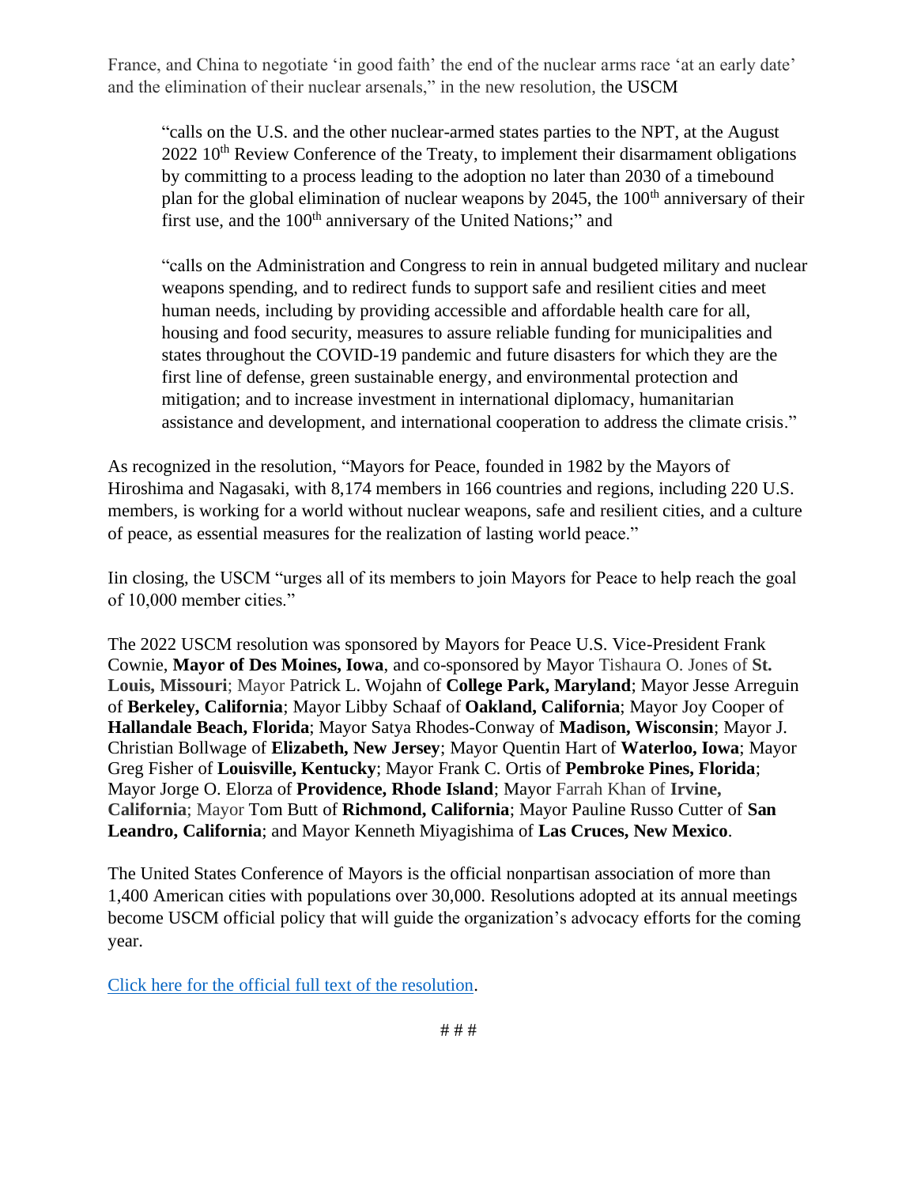France, and China to negotiate 'in good faith' the end of the nuclear arms race 'at an early date' and the elimination of their nuclear arsenals," in the new resolution, the USCM

> "calls on the U.S. and the other nuclear-armed states parties to the NPT, at the August 2022 10th Review Conference of the Treaty, to implement their disarmament obligations by committing to a process leading to the adoption no later than 2030 of a timebound plan for the global elimination of nuclear weapons by 2045, the 100th anniversary of their first use, and the 100th anniversary of the United Nations;" and
>
> "calls on the Administration and Congress to rein in annual budgeted military and nuclear weapons spending, and to redirect funds to support safe and resilient cities and meet human needs, including by providing accessible and affordable health care for all, housing and food security, measures to assure reliable funding for municipalities and states throughout the COVID-19 pandemic and future disasters for which they are the first line of defense, green sustainable energy, and environmental protection and mitigation; and to increase investment in international diplomacy, humanitarian assistance and development, and international cooperation to address the climate crisis."

As recognized in the resolution, "Mayors for Peace, founded in 1982 by the Mayors of Hiroshima and Nagasaki, with 8,174 members in 166 countries and regions, including 220 U.S. members, is working for a world without nuclear weapons, safe and resilient cities, and a culture of peace, as essential measures for the realization of lasting world peace."

Iin closing, the USCM "urges all of its members to join Mayors for Peace to help reach the goal of 10,000 member cities."

The 2022 USCM resolution was sponsored by Mayors for Peace U.S. Vice-President Frank Cownie, **Mayor of Des Moines, Iowa**, and co-sponsored by Mayor Tishaura O. Jones of **St. Louis, Missouri**; Mayor Patrick L. Wojahn of **College Park, Maryland**; Mayor Jesse Arreguin of **Berkeley, California**; Mayor Libby Schaaf of **Oakland, California**; Mayor Joy Cooper of **Hallandale Beach, Florida**; Mayor Satya Rhodes-Conway of **Madison, Wisconsin**; Mayor J. Christian Bollwage of **Elizabeth, New Jersey**; Mayor Quentin Hart of **Waterloo, Iowa**; Mayor Greg Fisher of **Louisville, Kentucky**; Mayor Frank C. Ortis of **Pembroke Pines, Florida**; Mayor Jorge O. Elorza of **Providence, Rhode Island**; Mayor Farrah Khan of **Irvine, California**; Mayor Tom Butt of **Richmond, California**; Mayor Pauline Russo Cutter of **San Leandro, California**; and Mayor Kenneth Miyagishima of **Las Cruces, New Mexico**.

The United States Conference of Mayors is the official nonpartisan association of more than 1,400 American cities with populations over 30,000. Resolutions adopted at its annual meetings become USCM official policy that will guide the organization's advocacy efforts for the coming year.

Click here for the official full text of the resolution.

# # #